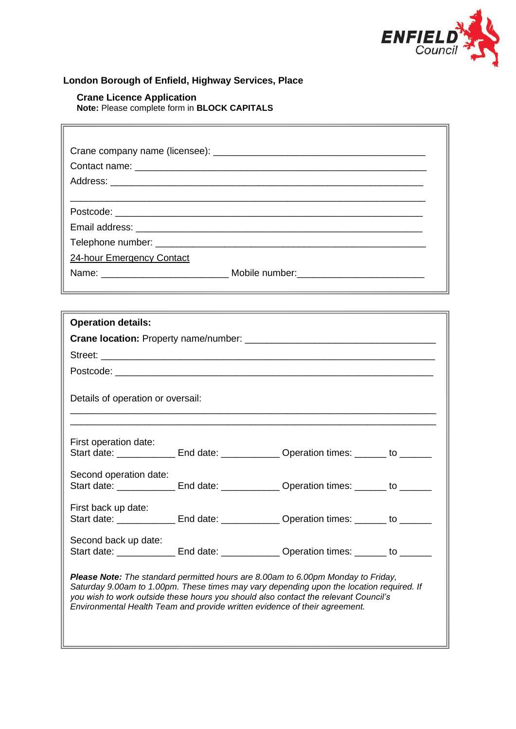ENFIELD Council

## London Borough of Enfield, Highway Services, Place

### Crane Licence Application

**Note:** Please complete form in **BLOCK CAPITALS**

Crane company name (licensee): ________________________________________

Contact name: ________________________________________

Address: ________________________________________

________________________________________

Postcode: ________________________________________

Email address: ________________________________________

Telephone number: ________________________________________

24-hour Emergency Contact

Name: ______________________ Mobile number: ______________________

**Operation details:**

**Crane location:** Property name/number: ________________________________

Street: ________________________________________

Postcode: ________________________________________

Details of operation or oversail:

________________________________________

________________________________________

First operation date:
Start date: __________ End date: __________ Operation times: ______ to ______

Second operation date:
Start date: __________ End date: __________ Operation times: ______ to ______

First back up date:
Start date: __________ End date: __________ Operation times: ______ to ______

Second back up date:
Start date: __________ End date: __________ Operation times: ______ to ______

***Please Note:*** *The standard permitted hours are 8.00am to 6.00pm Monday to Friday, Saturday 9.00am to 1.00pm. These times may vary depending upon the location required. If you wish to work outside these hours you should also contact the relevant Council's Environmental Health Team and provide written evidence of their agreement.*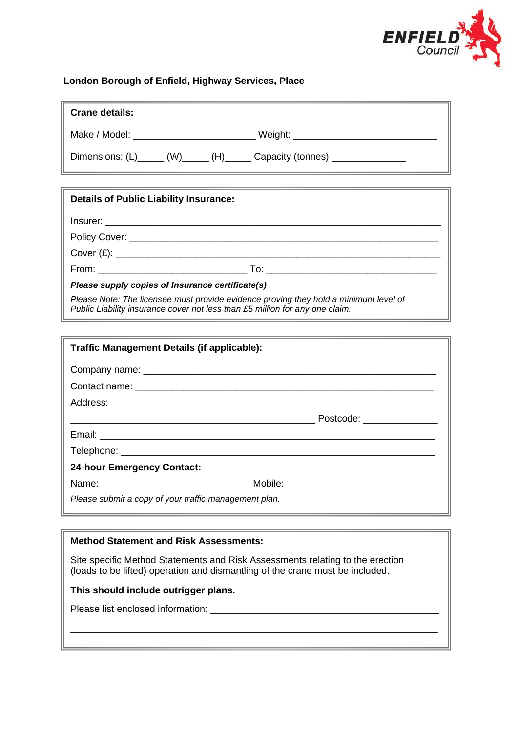**London Borough of Enfield, Highway Services, Place**

**Crane details:**

Make / Model: ________________________ Weight: ____________________________

Dimensions: (L)_____ (W)_____ (H)_____ Capacity (tonnes) ______________

**Details of Public Liability Insurance:**

Insurer: ________________________________________________________________

Policy Cover: ____________________________________________________________

Cover (£): ______________________________________________________________

From: _____________________________ To: _________________________________

***Please supply copies of Insurance certificate(s)***

*Please Note: The licensee must provide evidence proving they hold a minimum level of Public Liability insurance cover not less than £5 million for any one claim.*

**Traffic Management Details (if applicable):**

Company name: _______________________________________________________

Contact name: ________________________________________________________

Address: _____________________________________________________________

________________________________________________ Postcode: ______________

Email: _______________________________________________________________

Telephone: ___________________________________________________________

**24-hour Emergency Contact:**

Name: _____________________________ Mobile: ____________________________

*Please submit a copy of your traffic management plan.*

**Method Statement and Risk Assessments:**

Site specific Method Statements and Risk Assessments relating to the erection (loads to be lifted) operation and dismantling of the crane must be included.

**This should include outrigger plans.**

Please list enclosed information: _____________________________________________

_________________________________________________________________________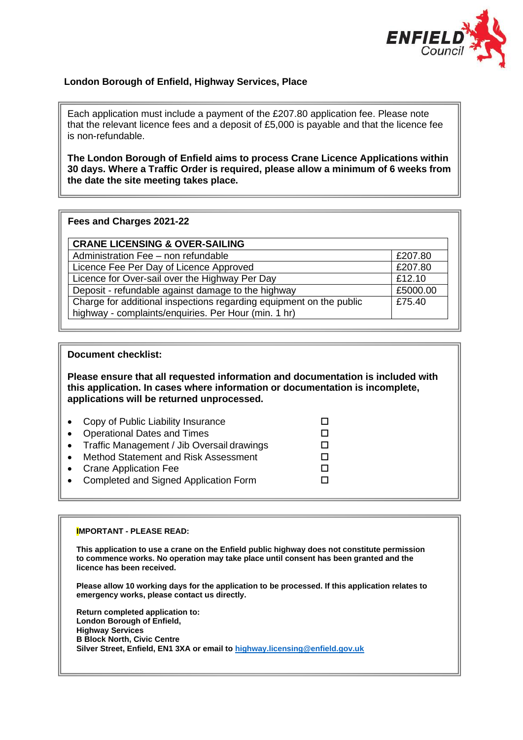**London Borough of Enfield, Highway Services, Place**

Each application must include a payment of the £207.80 application fee. Please note that the relevant licence fees and a deposit of £5,000 is payable and that the licence fee is non-refundable.

**The London Borough of Enfield aims to process Crane Licence Applications within 30 days. Where a Traffic Order is required, please allow a minimum of 6 weeks from the date the site meeting takes place.**

**Fees and Charges 2021-22**

| **CRANE LICENSING & OVER-SAILING** | |
|---|---|
| Administration Fee – non refundable | £207.80 |
| Licence Fee Per Day of Licence Approved | £207.80 |
| Licence for Over-sail over the Highway Per Day | £12.10 |
| Deposit - refundable against damage to the highway | £5000.00 |
| Charge for additional inspections regarding equipment on the public highway - complaints/enquiries. Per Hour (min. 1 hr) | £75.40 |

**Document checklist:**

**Please ensure that all requested information and documentation is included with this application. In cases where information or documentation is incomplete, applications will be returned unprocessed.**

- Copy of Public Liability Insurance ☐
- Operational Dates and Times ☐
- Traffic Management / Jib Oversail drawings ☐
- Method Statement and Risk Assessment ☐
- Crane Application Fee ☐
- Completed and Signed Application Form ☐

**IMPORTANT - PLEASE READ:**

**This application to use a crane on the Enfield public highway does not constitute permission to commence works. No operation may take place until consent has been granted and the licence has been received.**

**Please allow 10 working days for the application to be processed. If this application relates to emergency works, please contact us directly.**

**Return completed application to:**
**London Borough of Enfield,**
**Highway Services**
**B Block North, Civic Centre**
**Silver Street, Enfield, EN1 3XA or email to highway.licensing@enfield.gov.uk**